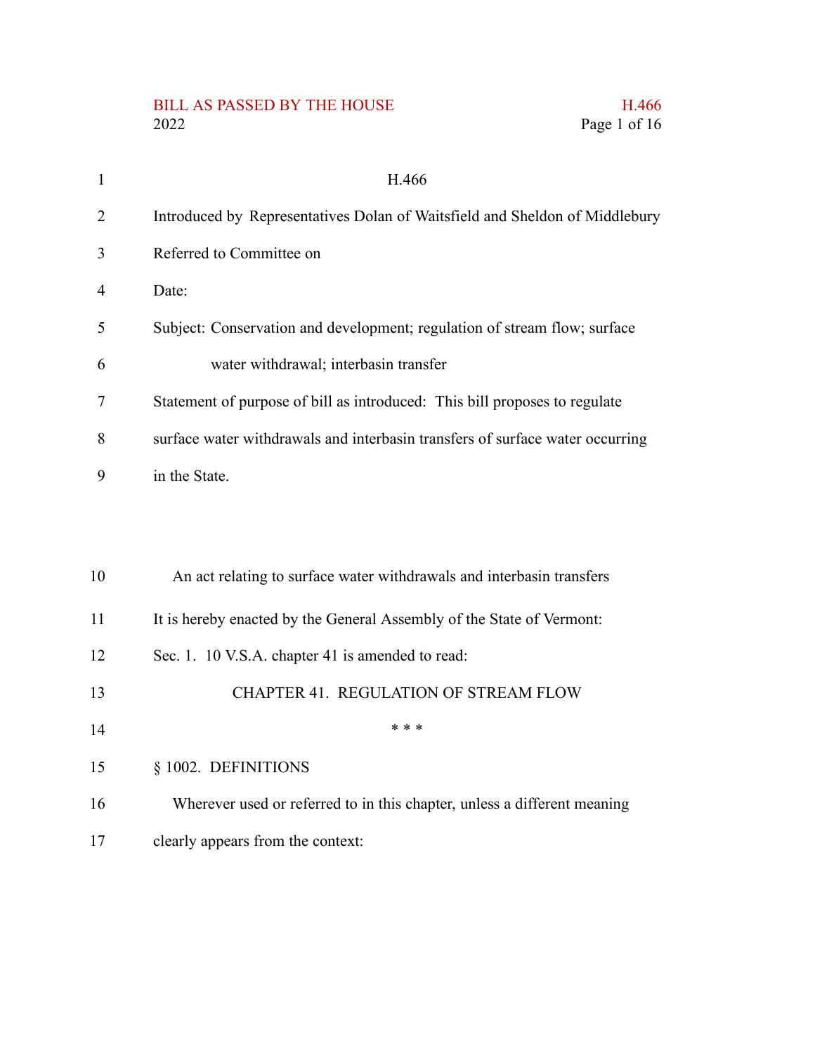H.466

Introduced by Representatives Dolan of Waitsfield and Sheldon of Middlebury

Referred to Committee on

Date:

Subject: Conservation and development; regulation of stream flow; surface water withdrawal; interbasin transfer

Statement of purpose of bill as introduced: This bill proposes to regulate surface water withdrawals and interbasin transfers of surface water occurring in the State.

An act relating to surface water withdrawals and interbasin transfers

It is hereby enacted by the General Assembly of the State of Vermont:

Sec. 1. 10 V.S.A. chapter 41 is amended to read:

CHAPTER 41. REGULATION OF STREAM FLOW

\* \* \*

§ 1002. DEFINITIONS

Wherever used or referred to in this chapter, unless a different meaning clearly appears from the context: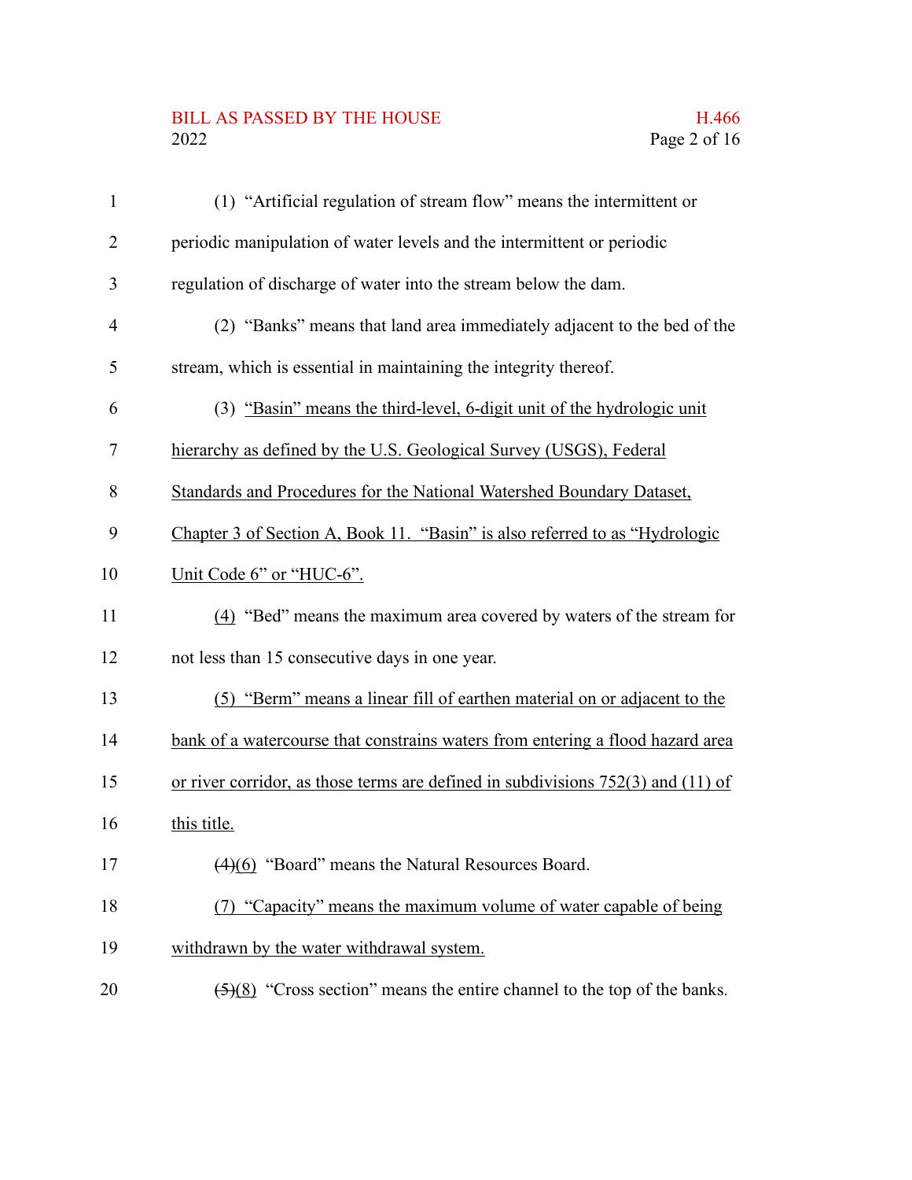(1) "Artificial regulation of stream flow" means the intermittent or periodic manipulation of water levels and the intermittent or periodic regulation of discharge of water into the stream below the dam.

(2) "Banks" means that land area immediately adjacent to the bed of the stream, which is essential in maintaining the integrity thereof.

(3) <u>"Basin" means the third-level, 6-digit unit of the hydrologic unit hierarchy as defined by the U.S. Geological Survey (USGS), Federal Standards and Procedures for the National Watershed Boundary Dataset, Chapter 3 of Section A, Book 11. "Basin" is also referred to as "Hydrologic Unit Code 6" or "HUC-6".</u>

<u>(4)</u> "Bed" means the maximum area covered by waters of the stream for not less than 15 consecutive days in one year.

<u>(5) "Berm" means a linear fill of earthen material on or adjacent to the bank of a watercourse that constrains waters from entering a flood hazard area or river corridor, as those terms are defined in subdivisions 752(3) and (11) of this title.</u>

~~(4)~~<u>(6)</u> "Board" means the Natural Resources Board.

<u>(7) "Capacity" means the maximum volume of water capable of being withdrawn by the water withdrawal system.</u>

~~(5)~~<u>(8)</u> "Cross section" means the entire channel to the top of the banks.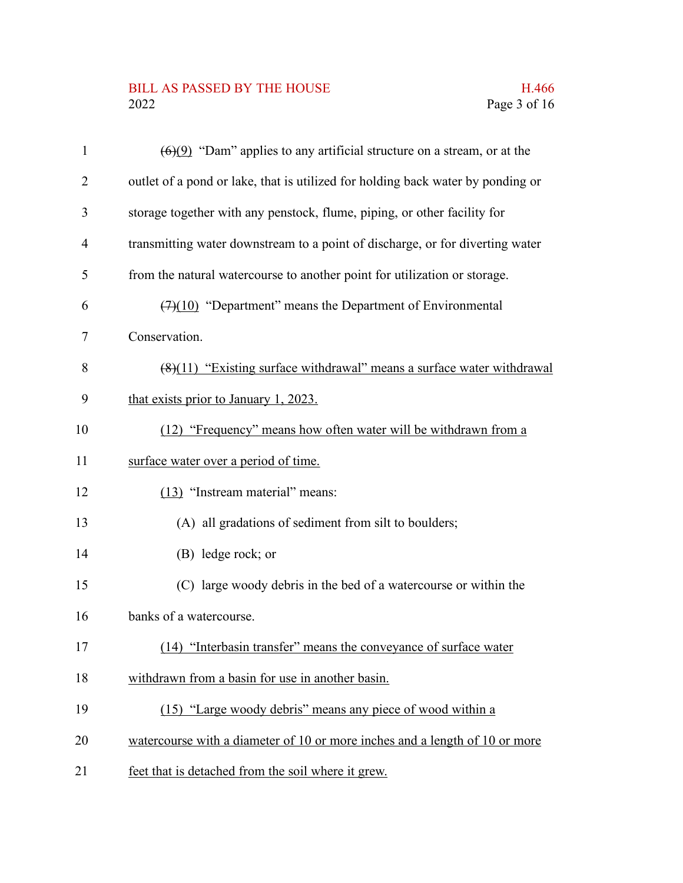~~(6)~~<u>(9)</u> "Dam" applies to any artificial structure on a stream, or at the outlet of a pond or lake, that is utilized for holding back water by ponding or storage together with any penstock, flume, piping, or other facility for transmitting water downstream to a point of discharge, or for diverting water from the natural watercourse to another point for utilization or storage.

~~(7)~~<u>(10)</u> "Department" means the Department of Environmental Conservation.

~~(8)~~<u>(11) "Existing surface withdrawal" means a surface water withdrawal that exists prior to January 1, 2023.</u>

<u>(12) "Frequency" means how often water will be withdrawn from a surface water over a period of time.</u>

<u>(13)</u> "Instream material" means:

(A) all gradations of sediment from silt to boulders;

(B) ledge rock; or

(C) large woody debris in the bed of a watercourse or within the banks of a watercourse.

<u>(14) "Interbasin transfer" means the conveyance of surface water withdrawn from a basin for use in another basin.</u>

<u>(15) "Large woody debris" means any piece of wood within a watercourse with a diameter of 10 or more inches and a length of 10 or more feet that is detached from the soil where it grew.</u>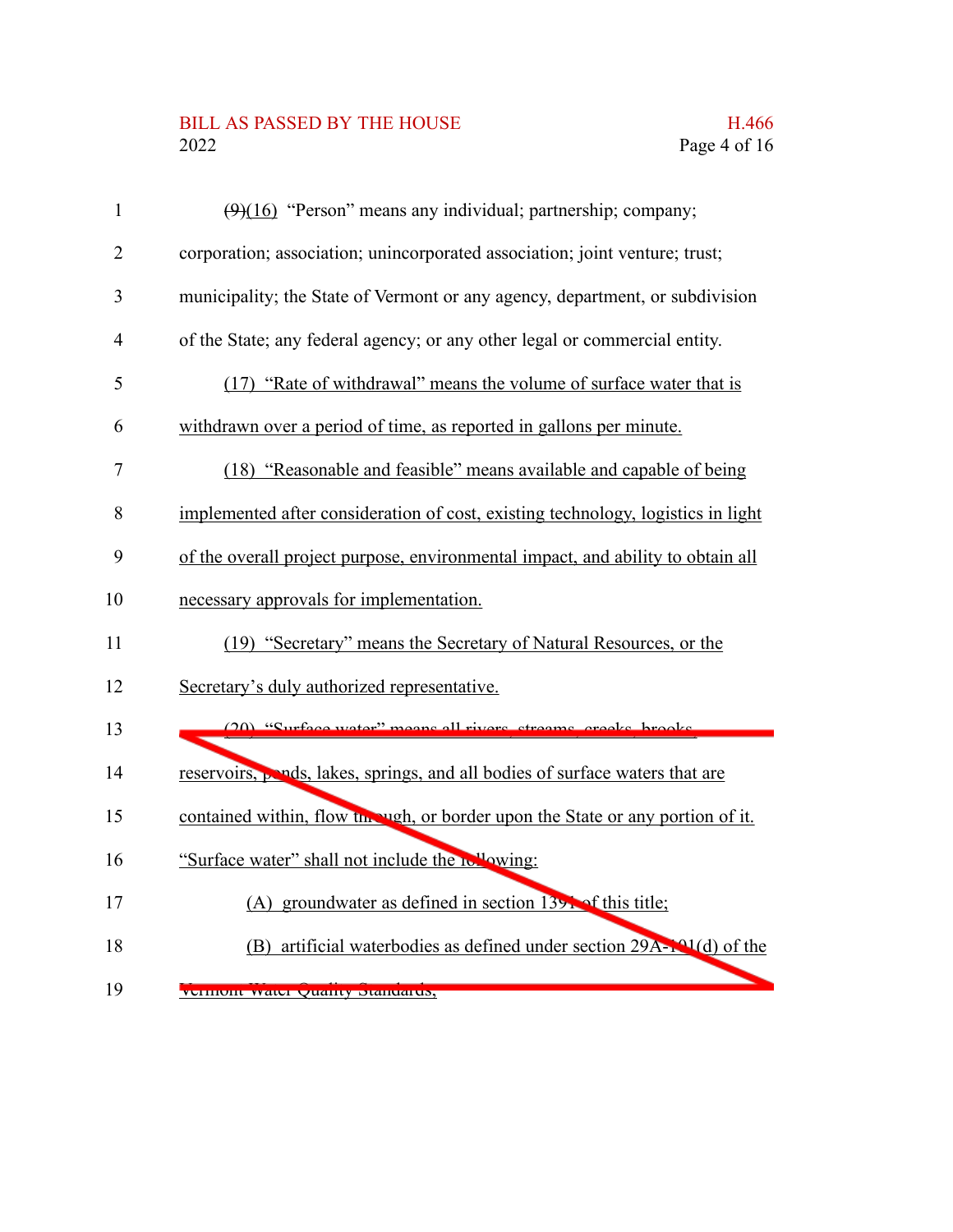~~(9)~~(16) "Person" means any individual; partnership; company; corporation; association; unincorporated association; joint venture; trust; municipality; the State of Vermont or any agency, department, or subdivision of the State; any federal agency; or any other legal or commercial entity.

(17) "Rate of withdrawal" means the volume of surface water that is withdrawn over a period of time, as reported in gallons per minute.

(18) "Reasonable and feasible" means available and capable of being implemented after consideration of cost, existing technology, logistics in light of the overall project purpose, environmental impact, and ability to obtain all necessary approvals for implementation.

(19) "Secretary" means the Secretary of Natural Resources, or the Secretary's duly authorized representative.

(20) "Surface water" means all rivers, streams, creeks, brooks, reservoirs, ponds, lakes, springs, and all bodies of surface waters that are contained within, flow through, or border upon the State or any portion of it. "Surface water" shall not include the following:

(A) groundwater as defined in section 1391 of this title;

(B) artificial waterbodies as defined under section 29A-101(d) of the Vermont Water Quality Standards;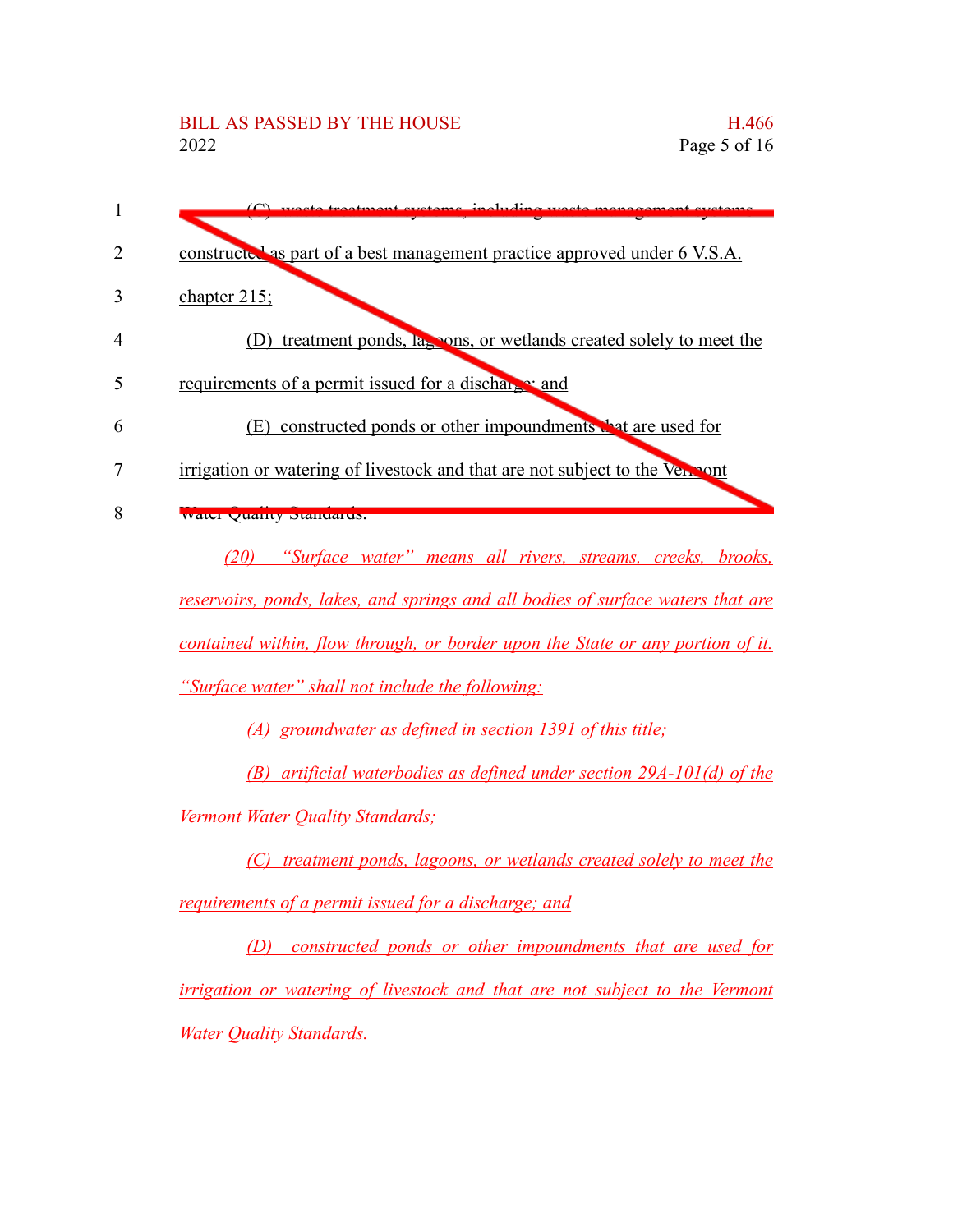(C) waste treatment systems, including waste management systems constructed as part of a best management practice approved under 6 V.S.A. chapter 215;

(D) treatment ponds, lagoons, or wetlands created solely to meet the requirements of a permit issued for a discharge; and

(E) constructed ponds or other impoundments that are used for irrigation or watering of livestock and that are not subject to the Vermont Water Quality Standards.

*(20) "Surface water" means all rivers, streams, creeks, brooks, reservoirs, ponds, lakes, and springs and all bodies of surface waters that are contained within, flow through, or border upon the State or any portion of it. "Surface water" shall not include the following:*

*(A) groundwater as defined in section 1391 of this title;*

*(B) artificial waterbodies as defined under section 29A-101(d) of the Vermont Water Quality Standards;*

*(C) treatment ponds, lagoons, or wetlands created solely to meet the requirements of a permit issued for a discharge; and*

*(D) constructed ponds or other impoundments that are used for irrigation or watering of livestock and that are not subject to the Vermont Water Quality Standards.*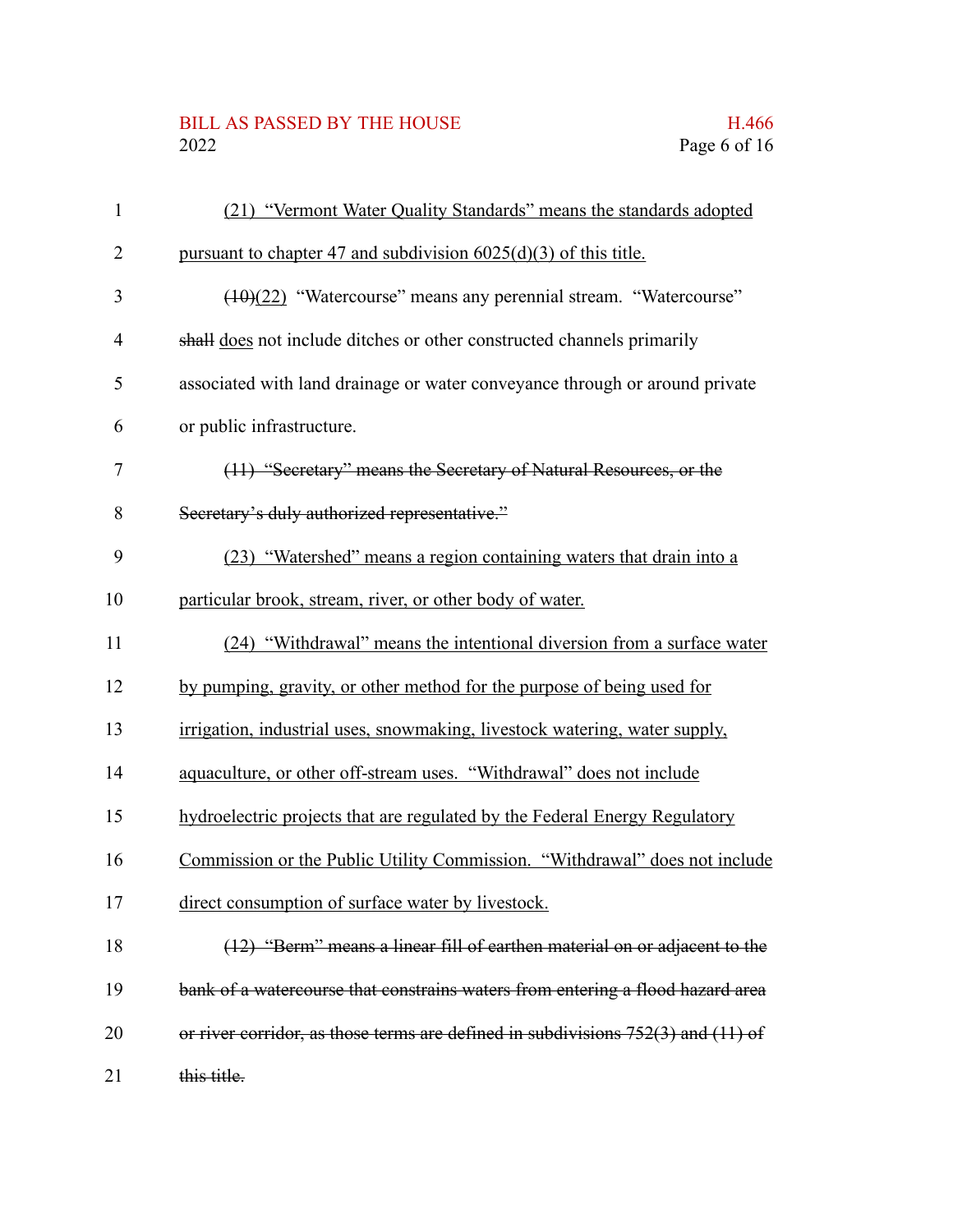(21) "Vermont Water Quality Standards" means the standards adopted pursuant to chapter 47 and subdivision 6025(d)(3) of this title.

~~(10)~~(22) "Watercourse" means any perennial stream. "Watercourse" ~~shall~~ does not include ditches or other constructed channels primarily associated with land drainage or water conveyance through or around private or public infrastructure.

~~(11) "Secretary" means the Secretary of Natural Resources, or the Secretary's duly authorized representative."~~

(23) "Watershed" means a region containing waters that drain into a particular brook, stream, river, or other body of water.

(24) "Withdrawal" means the intentional diversion from a surface water by pumping, gravity, or other method for the purpose of being used for irrigation, industrial uses, snowmaking, livestock watering, water supply, aquaculture, or other off-stream uses. "Withdrawal" does not include hydroelectric projects that are regulated by the Federal Energy Regulatory Commission or the Public Utility Commission. "Withdrawal" does not include direct consumption of surface water by livestock.

~~(12) "Berm" means a linear fill of earthen material on or adjacent to the bank of a watercourse that constrains waters from entering a flood hazard area or river corridor, as those terms are defined in subdivisions 752(3) and (11) of this title.~~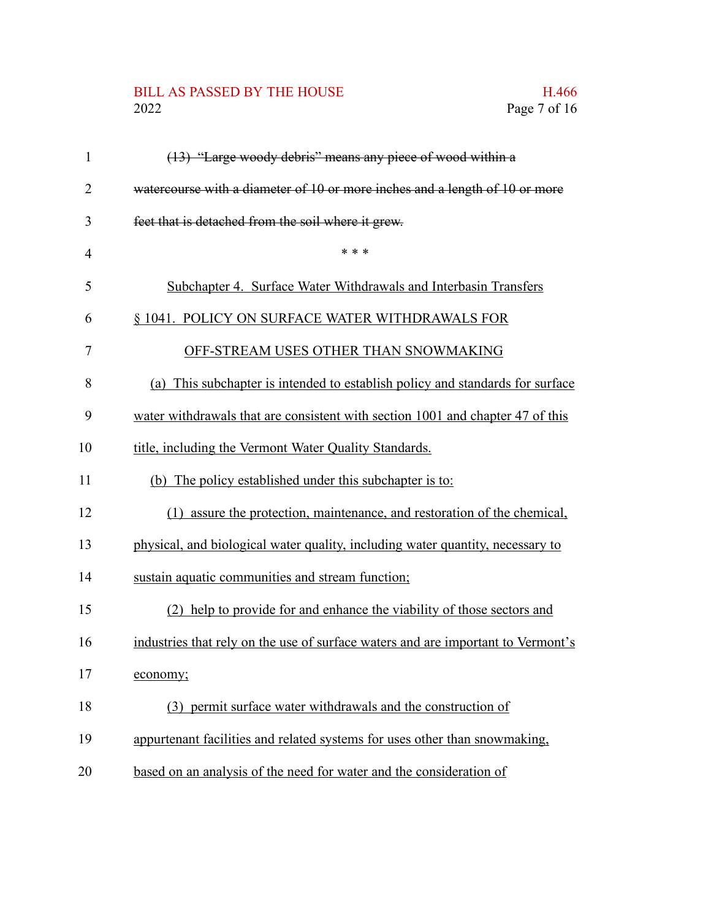~~(13) "Large woody debris" means any piece of wood within a watercourse with a diameter of 10 or more inches and a length of 10 or more feet that is detached from the soil where it grew.~~

\* \* \*

<u>Subchapter 4. Surface Water Withdrawals and Interbasin Transfers</u>

<u>§ 1041. POLICY ON SURFACE WATER WITHDRAWALS FOR OFF-STREAM USES OTHER THAN SNOWMAKING</u>

<u>(a) This subchapter is intended to establish policy and standards for surface water withdrawals that are consistent with section 1001 and chapter 47 of this title, including the Vermont Water Quality Standards.</u>

<u>(b) The policy established under this subchapter is to:</u>

<u>(1) assure the protection, maintenance, and restoration of the chemical, physical, and biological water quality, including water quantity, necessary to sustain aquatic communities and stream function;</u>

<u>(2) help to provide for and enhance the viability of those sectors and industries that rely on the use of surface waters and are important to Vermont's economy;</u>

<u>(3) permit surface water withdrawals and the construction of appurtenant facilities and related systems for uses other than snowmaking, based on an analysis of the need for water and the consideration of</u>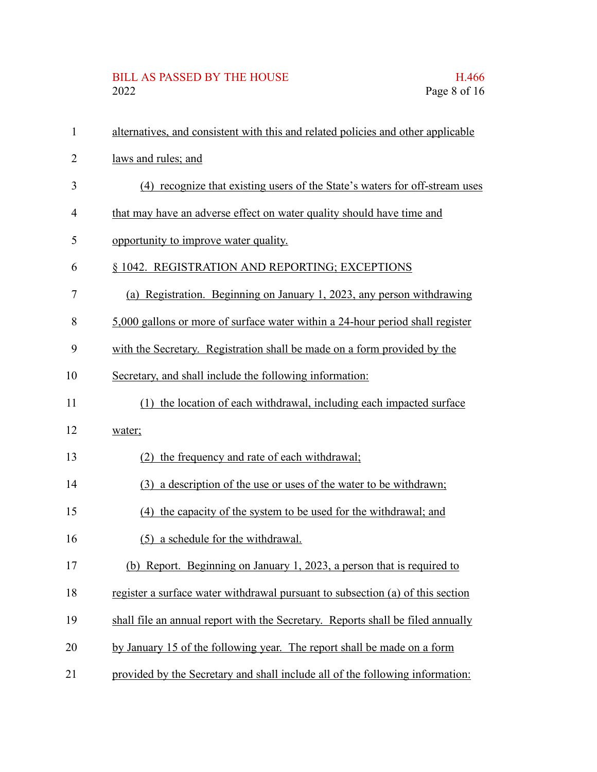alternatives, and consistent with this and related policies and other applicable laws and rules; and

(4) recognize that existing users of the State's waters for off-stream uses that may have an adverse effect on water quality should have time and opportunity to improve water quality.

§ 1042. REGISTRATION AND REPORTING; EXCEPTIONS

(a) Registration. Beginning on January 1, 2023, any person withdrawing 5,000 gallons or more of surface water within a 24-hour period shall register with the Secretary. Registration shall be made on a form provided by the Secretary, and shall include the following information:

(1) the location of each withdrawal, including each impacted surface water;

(2) the frequency and rate of each withdrawal;

(3) a description of the use or uses of the water to be withdrawn;

(4) the capacity of the system to be used for the withdrawal; and

(5) a schedule for the withdrawal.

(b) Report. Beginning on January 1, 2023, a person that is required to register a surface water withdrawal pursuant to subsection (a) of this section shall file an annual report with the Secretary. Reports shall be filed annually by January 15 of the following year. The report shall be made on a form provided by the Secretary and shall include all of the following information: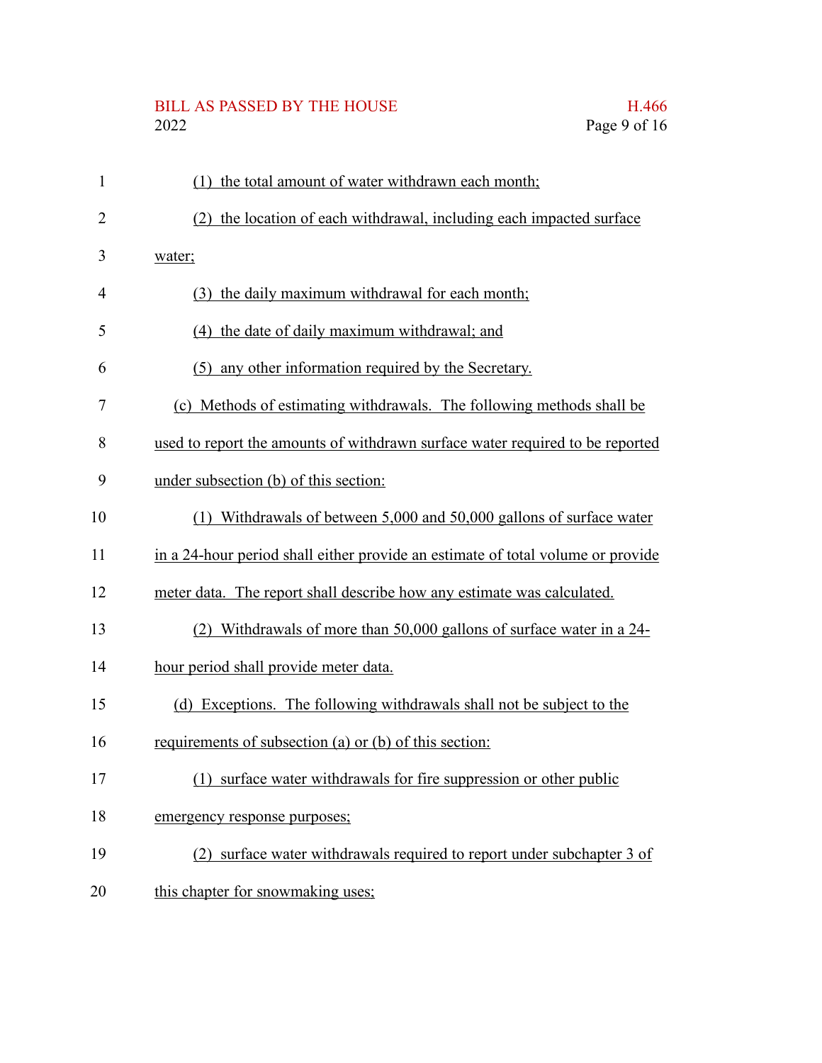(1) the total amount of water withdrawn each month;

(2) the location of each withdrawal, including each impacted surface water;

(3) the daily maximum withdrawal for each month;

(4) the date of daily maximum withdrawal; and

(5) any other information required by the Secretary.

(c) Methods of estimating withdrawals. The following methods shall be used to report the amounts of withdrawn surface water required to be reported under subsection (b) of this section:

(1) Withdrawals of between 5,000 and 50,000 gallons of surface water in a 24-hour period shall either provide an estimate of total volume or provide meter data. The report shall describe how any estimate was calculated.

(2) Withdrawals of more than 50,000 gallons of surface water in a 24-hour period shall provide meter data.

(d) Exceptions. The following withdrawals shall not be subject to the requirements of subsection (a) or (b) of this section:

(1) surface water withdrawals for fire suppression or other public emergency response purposes;

(2) surface water withdrawals required to report under subchapter 3 of this chapter for snowmaking uses;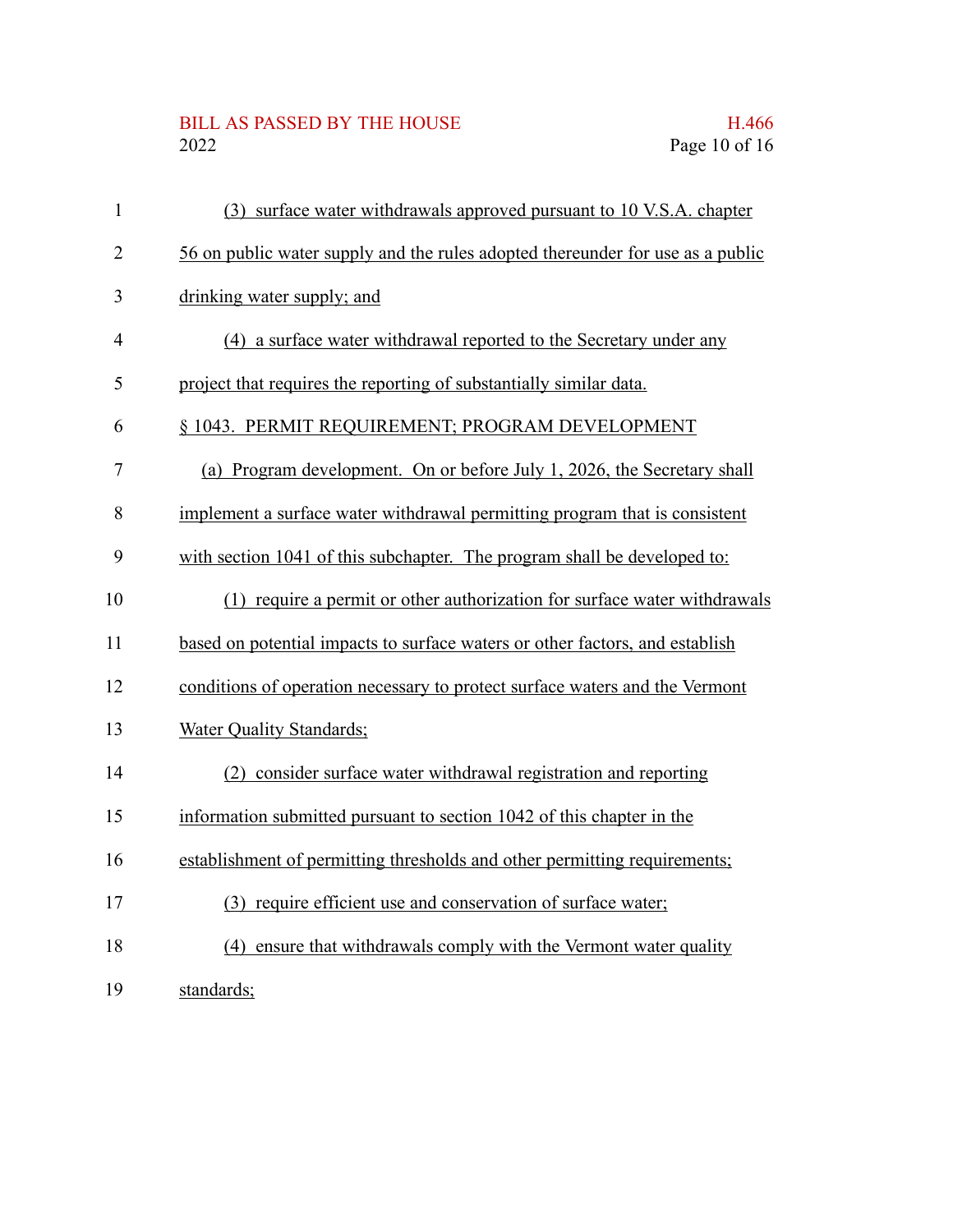(3) surface water withdrawals approved pursuant to 10 V.S.A. chapter 56 on public water supply and the rules adopted thereunder for use as a public drinking water supply; and

(4) a surface water withdrawal reported to the Secretary under any project that requires the reporting of substantially similar data.

§ 1043. PERMIT REQUIREMENT; PROGRAM DEVELOPMENT

(a) Program development. On or before July 1, 2026, the Secretary shall implement a surface water withdrawal permitting program that is consistent with section 1041 of this subchapter. The program shall be developed to:

(1) require a permit or other authorization for surface water withdrawals based on potential impacts to surface waters or other factors, and establish conditions of operation necessary to protect surface waters and the Vermont Water Quality Standards;

(2) consider surface water withdrawal registration and reporting information submitted pursuant to section 1042 of this chapter in the establishment of permitting thresholds and other permitting requirements;

(3) require efficient use and conservation of surface water;

(4) ensure that withdrawals comply with the Vermont water quality standards;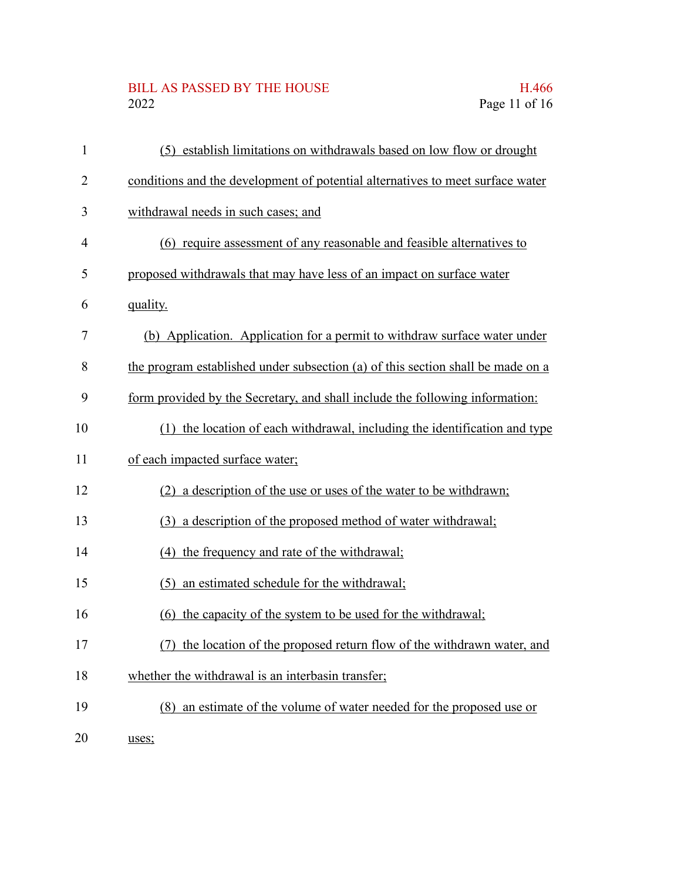(5) establish limitations on withdrawals based on low flow or drought conditions and the development of potential alternatives to meet surface water withdrawal needs in such cases; and

(6) require assessment of any reasonable and feasible alternatives to proposed withdrawals that may have less of an impact on surface water quality.

(b) Application. Application for a permit to withdraw surface water under the program established under subsection (a) of this section shall be made on a form provided by the Secretary, and shall include the following information:

(1) the location of each withdrawal, including the identification and type of each impacted surface water;

(2) a description of the use or uses of the water to be withdrawn;

(3) a description of the proposed method of water withdrawal;

(4) the frequency and rate of the withdrawal;

(5) an estimated schedule for the withdrawal;

(6) the capacity of the system to be used for the withdrawal;

(7) the location of the proposed return flow of the withdrawn water, and whether the withdrawal is an interbasin transfer;

(8) an estimate of the volume of water needed for the proposed use or uses;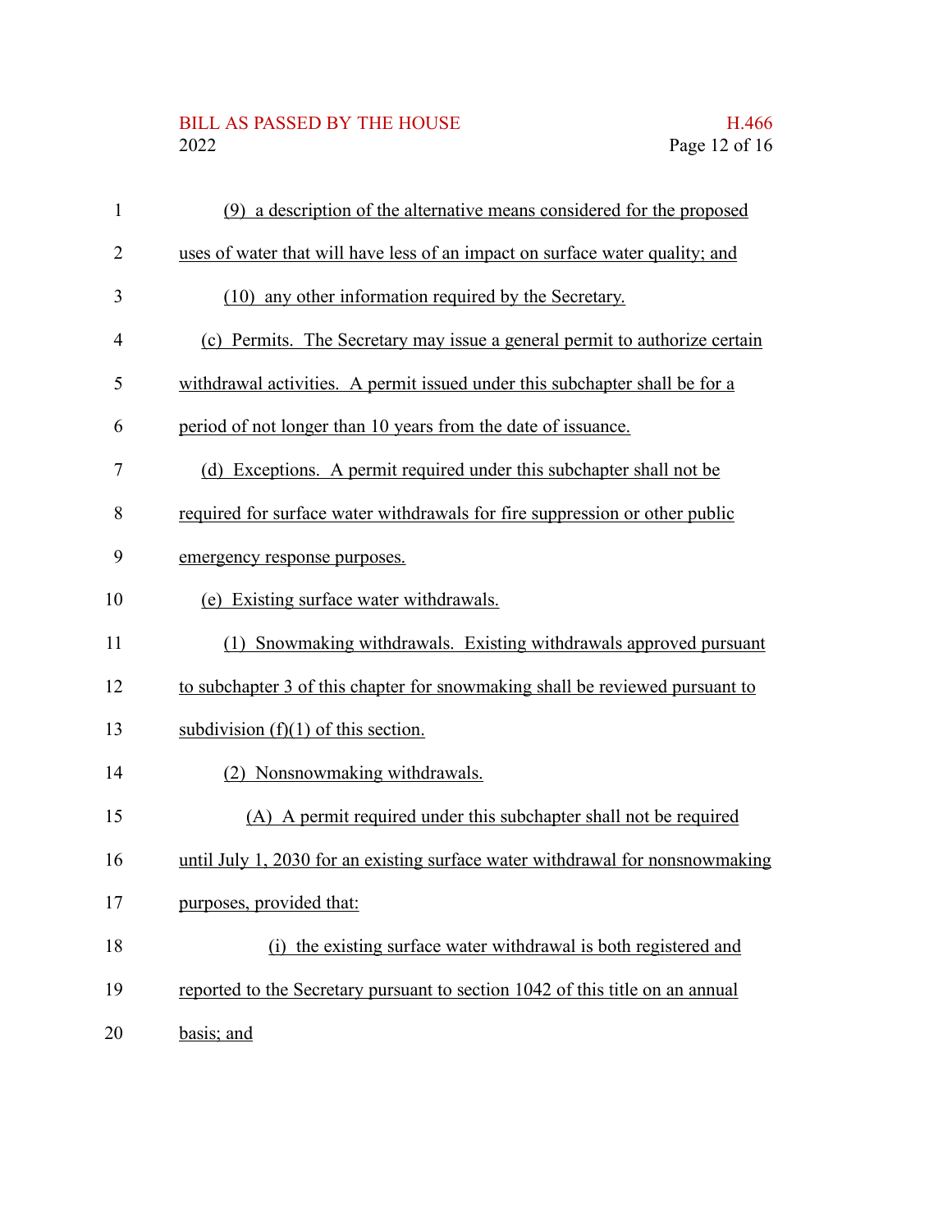(9) a description of the alternative means considered for the proposed uses of water that will have less of an impact on surface water quality; and

(10) any other information required by the Secretary.

(c) Permits. The Secretary may issue a general permit to authorize certain withdrawal activities. A permit issued under this subchapter shall be for a period of not longer than 10 years from the date of issuance.

(d) Exceptions. A permit required under this subchapter shall not be required for surface water withdrawals for fire suppression or other public emergency response purposes.

(e) Existing surface water withdrawals.

(1) Snowmaking withdrawals. Existing withdrawals approved pursuant to subchapter 3 of this chapter for snowmaking shall be reviewed pursuant to subdivision (f)(1) of this section.

(2) Nonsnowmaking withdrawals.

(A) A permit required under this subchapter shall not be required until July 1, 2030 for an existing surface water withdrawal for nonsnowmaking purposes, provided that:

(i) the existing surface water withdrawal is both registered and reported to the Secretary pursuant to section 1042 of this title on an annual basis; and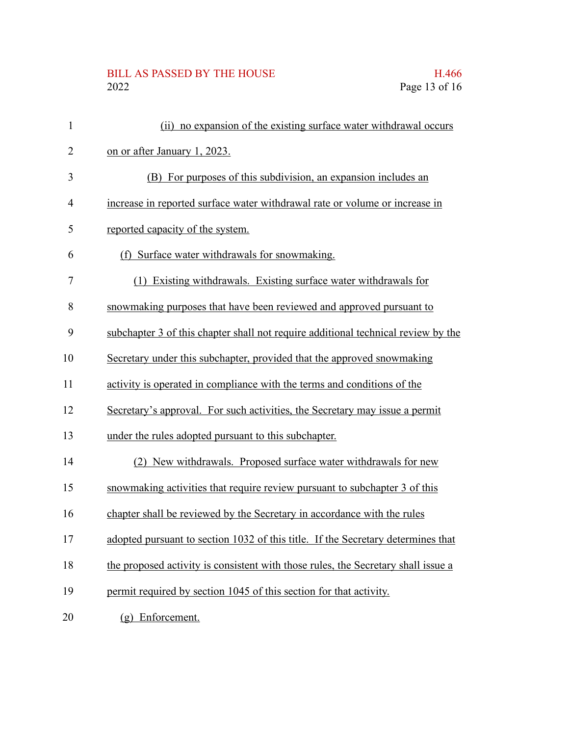(ii) no expansion of the existing surface water withdrawal occurs on or after January 1, 2023.

(B) For purposes of this subdivision, an expansion includes an increase in reported surface water withdrawal rate or volume or increase in reported capacity of the system.

(f) Surface water withdrawals for snowmaking.

(1) Existing withdrawals. Existing surface water withdrawals for snowmaking purposes that have been reviewed and approved pursuant to subchapter 3 of this chapter shall not require additional technical review by the Secretary under this subchapter, provided that the approved snowmaking activity is operated in compliance with the terms and conditions of the Secretary's approval. For such activities, the Secretary may issue a permit under the rules adopted pursuant to this subchapter.

(2) New withdrawals. Proposed surface water withdrawals for new snowmaking activities that require review pursuant to subchapter 3 of this chapter shall be reviewed by the Secretary in accordance with the rules adopted pursuant to section 1032 of this title. If the Secretary determines that the proposed activity is consistent with those rules, the Secretary shall issue a permit required by section 1045 of this section for that activity.

(g) Enforcement.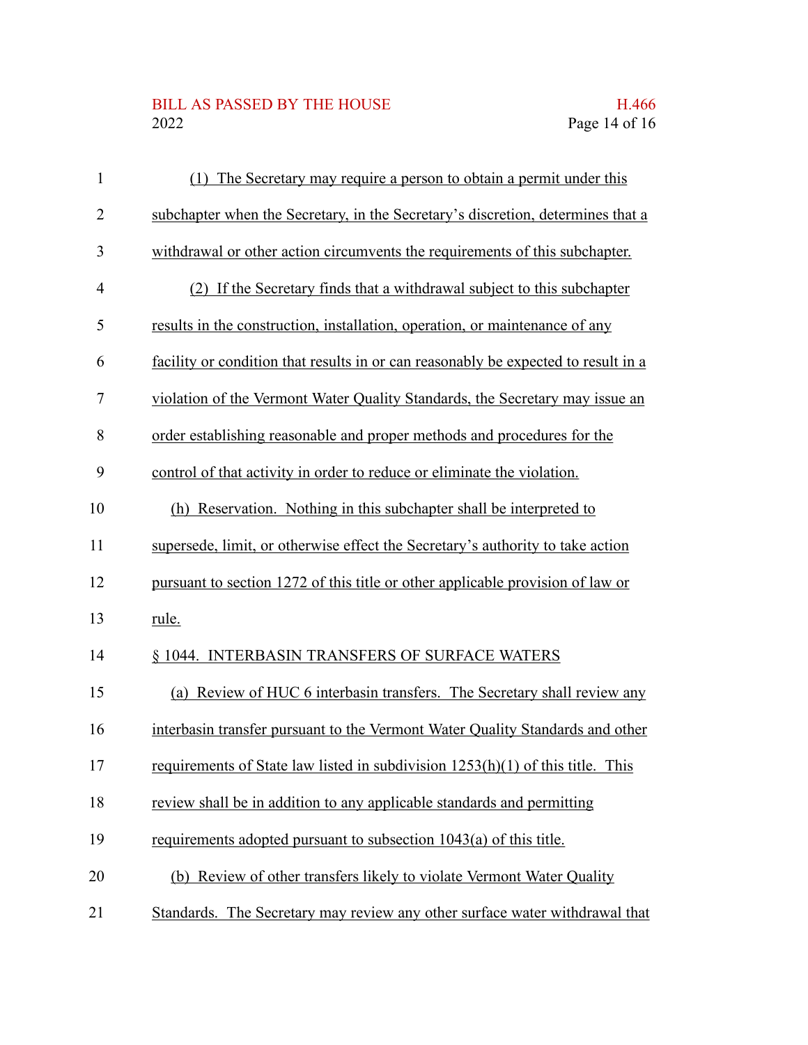(1) The Secretary may require a person to obtain a permit under this subchapter when the Secretary, in the Secretary's discretion, determines that a withdrawal or other action circumvents the requirements of this subchapter.

(2) If the Secretary finds that a withdrawal subject to this subchapter results in the construction, installation, operation, or maintenance of any facility or condition that results in or can reasonably be expected to result in a violation of the Vermont Water Quality Standards, the Secretary may issue an order establishing reasonable and proper methods and procedures for the control of that activity in order to reduce or eliminate the violation.

(h) Reservation. Nothing in this subchapter shall be interpreted to supersede, limit, or otherwise effect the Secretary's authority to take action pursuant to section 1272 of this title or other applicable provision of law or rule.

§ 1044. INTERBASIN TRANSFERS OF SURFACE WATERS

(a) Review of HUC 6 interbasin transfers. The Secretary shall review any interbasin transfer pursuant to the Vermont Water Quality Standards and other requirements of State law listed in subdivision 1253(h)(1) of this title. This review shall be in addition to any applicable standards and permitting requirements adopted pursuant to subsection 1043(a) of this title.

(b) Review of other transfers likely to violate Vermont Water Quality Standards. The Secretary may review any other surface water withdrawal that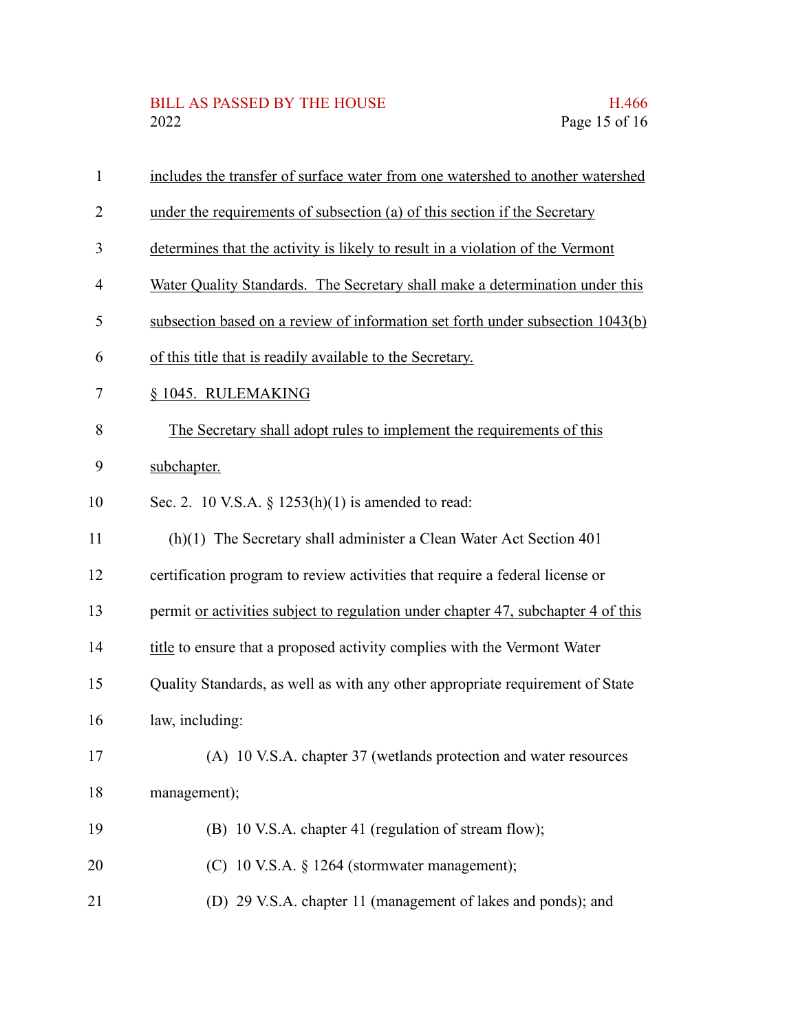includes the transfer of surface water from one watershed to another watershed under the requirements of subsection (a) of this section if the Secretary determines that the activity is likely to result in a violation of the Vermont Water Quality Standards. The Secretary shall make a determination under this subsection based on a review of information set forth under subsection 1043(b) of this title that is readily available to the Secretary.

§ 1045. RULEMAKING

The Secretary shall adopt rules to implement the requirements of this subchapter.

Sec. 2. 10 V.S.A. § 1253(h)(1) is amended to read:

(h)(1) The Secretary shall administer a Clean Water Act Section 401 certification program to review activities that require a federal license or permit or activities subject to regulation under chapter 47, subchapter 4 of this title to ensure that a proposed activity complies with the Vermont Water Quality Standards, as well as with any other appropriate requirement of State law, including:

(A) 10 V.S.A. chapter 37 (wetlands protection and water resources management);

(B) 10 V.S.A. chapter 41 (regulation of stream flow);

(C) 10 V.S.A. § 1264 (stormwater management);

(D) 29 V.S.A. chapter 11 (management of lakes and ponds); and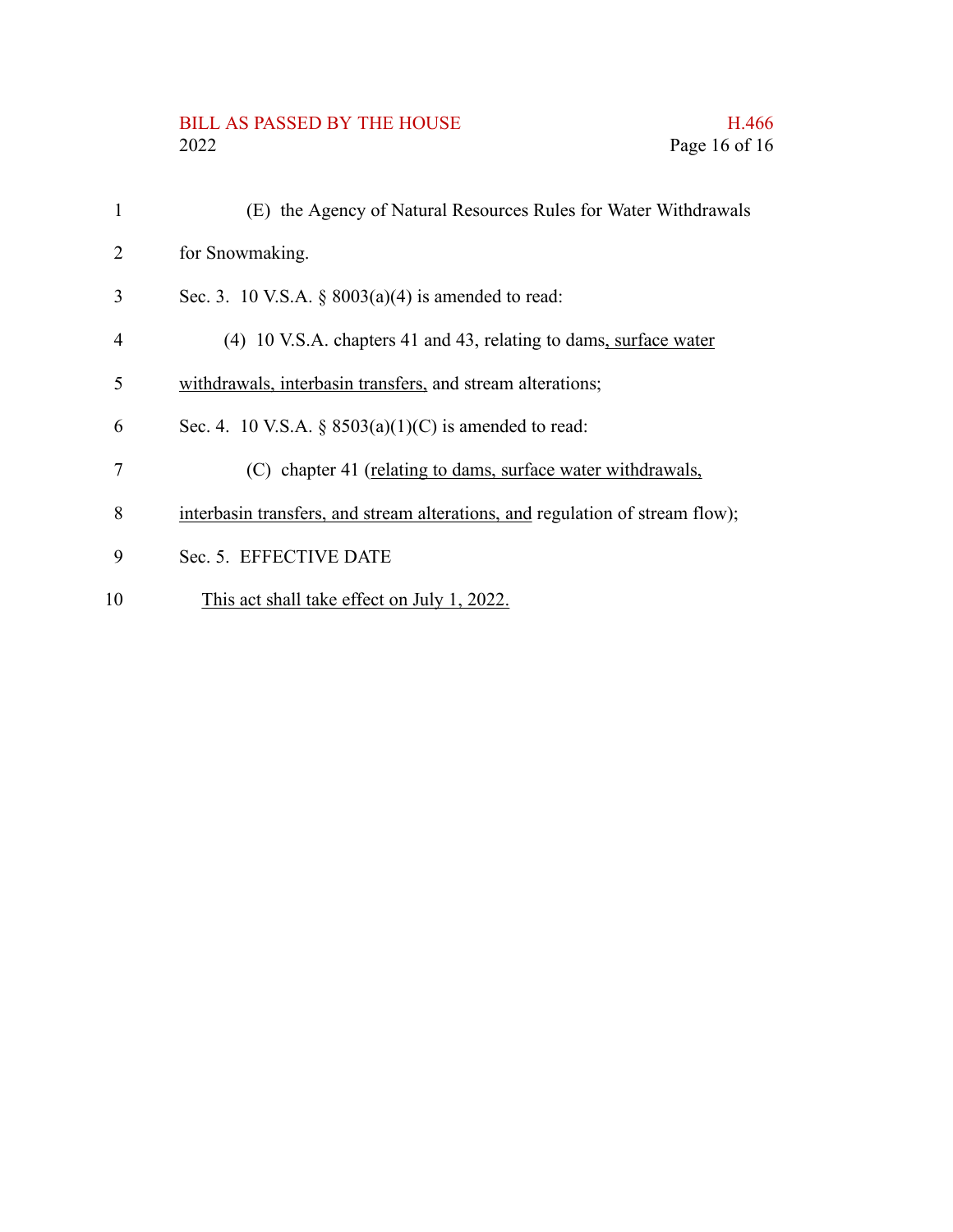(E) the Agency of Natural Resources Rules for Water Withdrawals for Snowmaking.

Sec. 3. 10 V.S.A. § 8003(a)(4) is amended to read:

(4) 10 V.S.A. chapters 41 and 43, relating to dams, surface water withdrawals, interbasin transfers, and stream alterations;

Sec. 4. 10 V.S.A. § 8503(a)(1)(C) is amended to read:

(C) chapter 41 (relating to dams, surface water withdrawals, interbasin transfers, and stream alterations, and regulation of stream flow);

Sec. 5. EFFECTIVE DATE

This act shall take effect on July 1, 2022.